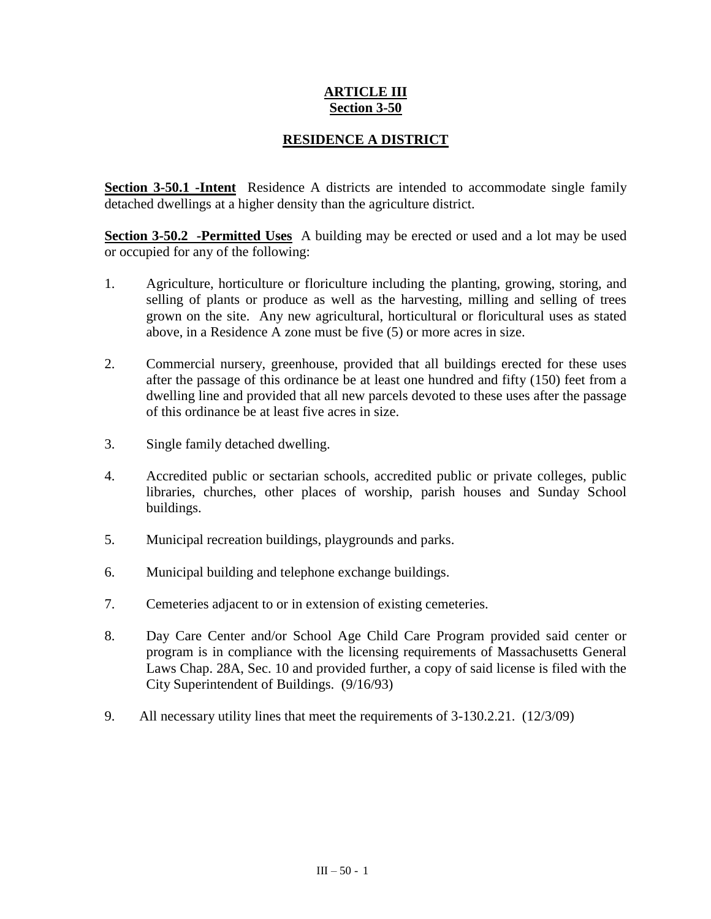# ARTICLE III
## Section 3-50

## RESIDENCE A DISTRICT

**Section 3-50.1 -Intent** Residence A districts are intended to accommodate single family detached dwellings at a higher density than the agriculture district.

**Section 3-50.2 -Permitted Uses** A building may be erected or used and a lot may be used or occupied for any of the following:

1. Agriculture, horticulture or floriculture including the planting, growing, storing, and selling of plants or produce as well as the harvesting, milling and selling of trees grown on the site. Any new agricultural, horticultural or floricultural uses as stated above, in a Residence A zone must be five (5) or more acres in size.

2. Commercial nursery, greenhouse, provided that all buildings erected for these uses after the passage of this ordinance be at least one hundred and fifty (150) feet from a dwelling line and provided that all new parcels devoted to these uses after the passage of this ordinance be at least five acres in size.

3. Single family detached dwelling.

4. Accredited public or sectarian schools, accredited public or private colleges, public libraries, churches, other places of worship, parish houses and Sunday School buildings.

5. Municipal recreation buildings, playgrounds and parks.

6. Municipal building and telephone exchange buildings.

7. Cemeteries adjacent to or in extension of existing cemeteries.

8. Day Care Center and/or School Age Child Care Program provided said center or program is in compliance with the licensing requirements of Massachusetts General Laws Chap. 28A, Sec. 10 and provided further, a copy of said license is filed with the City Superintendent of Buildings. (9/16/93)

9. All necessary utility lines that meet the requirements of 3-130.2.21. (12/3/09)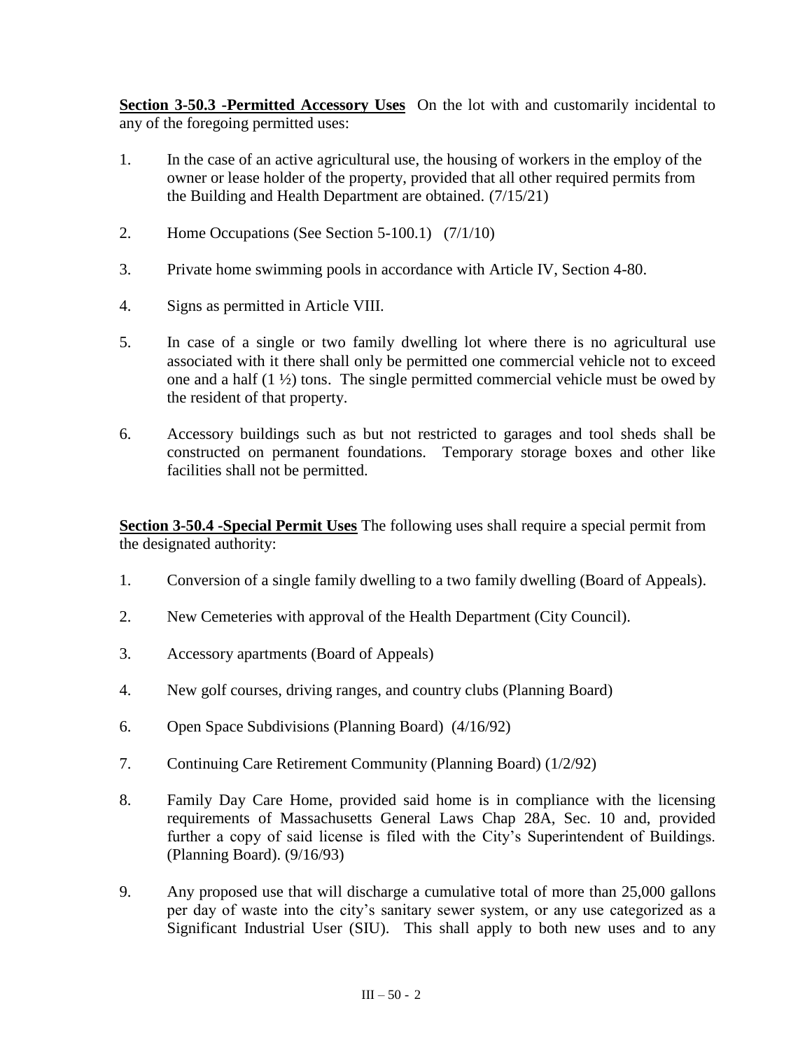**Section 3-50.3 -Permitted Accessory Uses** On the lot with and customarily incidental to any of the foregoing permitted uses:

1. In the case of an active agricultural use, the housing of workers in the employ of the owner or lease holder of the property, provided that all other required permits from the Building and Health Department are obtained. (7/15/21)

2. Home Occupations (See Section 5-100.1) (7/1/10)

3. Private home swimming pools in accordance with Article IV, Section 4-80.

4. Signs as permitted in Article VIII.

5. In case of a single or two family dwelling lot where there is no agricultural use associated with it there shall only be permitted one commercial vehicle not to exceed one and a half (1 ½) tons. The single permitted commercial vehicle must be owed by the resident of that property.

6. Accessory buildings such as but not restricted to garages and tool sheds shall be constructed on permanent foundations. Temporary storage boxes and other like facilities shall not be permitted.

**Section 3-50.4 -Special Permit Uses** The following uses shall require a special permit from the designated authority:

1. Conversion of a single family dwelling to a two family dwelling (Board of Appeals).

2. New Cemeteries with approval of the Health Department (City Council).

3. Accessory apartments (Board of Appeals)

4. New golf courses, driving ranges, and country clubs (Planning Board)

6. Open Space Subdivisions (Planning Board) (4/16/92)

7. Continuing Care Retirement Community (Planning Board) (1/2/92)

8. Family Day Care Home, provided said home is in compliance with the licensing requirements of Massachusetts General Laws Chap 28A, Sec. 10 and, provided further a copy of said license is filed with the City's Superintendent of Buildings. (Planning Board). (9/16/93)

9. Any proposed use that will discharge a cumulative total of more than 25,000 gallons per day of waste into the city's sanitary sewer system, or any use categorized as a Significant Industrial User (SIU). This shall apply to both new uses and to any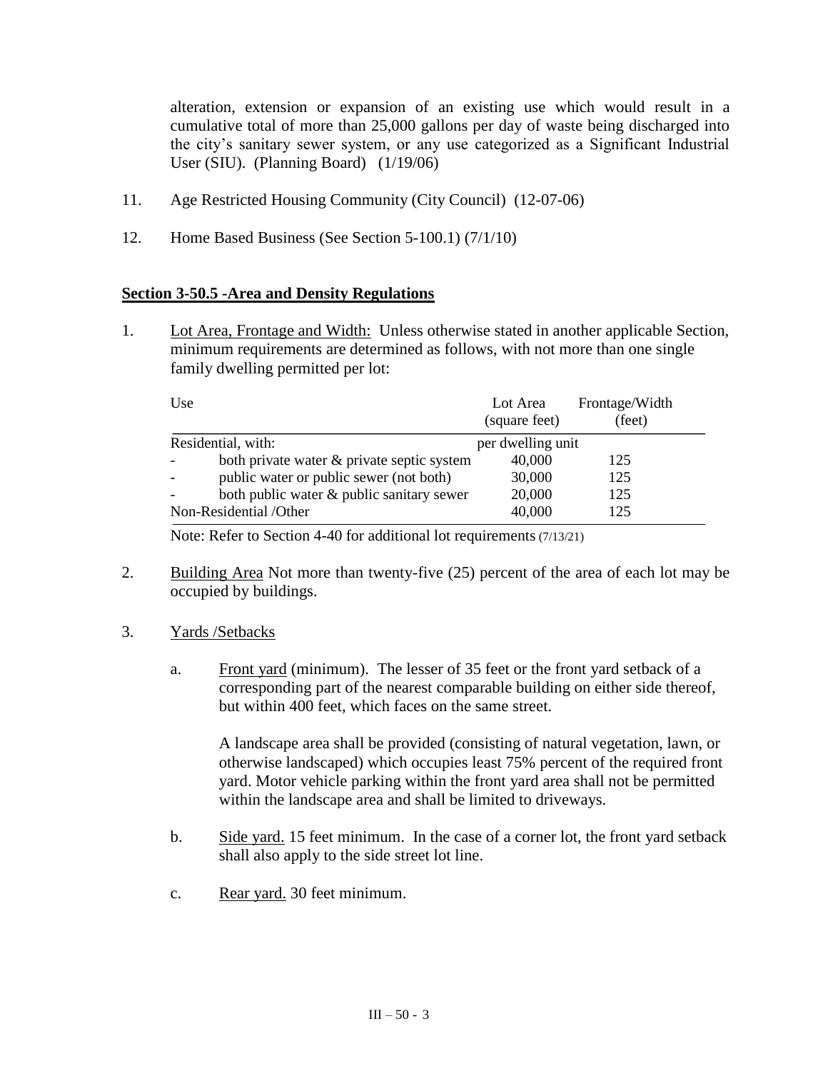alteration, extension or expansion of an existing use which would result in a cumulative total of more than 25,000 gallons per day of waste being discharged into the city's sanitary sewer system, or any use categorized as a Significant Industrial User (SIU). (Planning Board) (1/19/06)

11. Age Restricted Housing Community (City Council) (12-07-06)

12. Home Based Business (See Section 5-100.1) (7/1/10)

## Section 3-50.5 -Area and Density Regulations

1. Lot Area, Frontage and Width: Unless otherwise stated in another applicable Section, minimum requirements are determined as follows, with not more than one single family dwelling permitted per lot:

| Use | Lot Area (square feet) | Frontage/Width (feet) |
|---|---|---|
| Residential, with: | per dwelling unit | |
| - both private water & private septic system | 40,000 | 125 |
| - public water or public sewer (not both) | 30,000 | 125 |
| - both public water & public sanitary sewer | 20,000 | 125 |
| Non-Residential /Other | 40,000 | 125 |

Note: Refer to Section 4-40 for additional lot requirements (7/13/21)

2. Building Area Not more than twenty-five (25) percent of the area of each lot may be occupied by buildings.

3. Yards /Setbacks

   a. Front yard (minimum). The lesser of 35 feet or the front yard setback of a corresponding part of the nearest comparable building on either side thereof, but within 400 feet, which faces on the same street.

      A landscape area shall be provided (consisting of natural vegetation, lawn, or otherwise landscaped) which occupies least 75% percent of the required front yard. Motor vehicle parking within the front yard area shall not be permitted within the landscape area and shall be limited to driveways.

   b. Side yard. 15 feet minimum. In the case of a corner lot, the front yard setback shall also apply to the side street lot line.

   c. Rear yard. 30 feet minimum.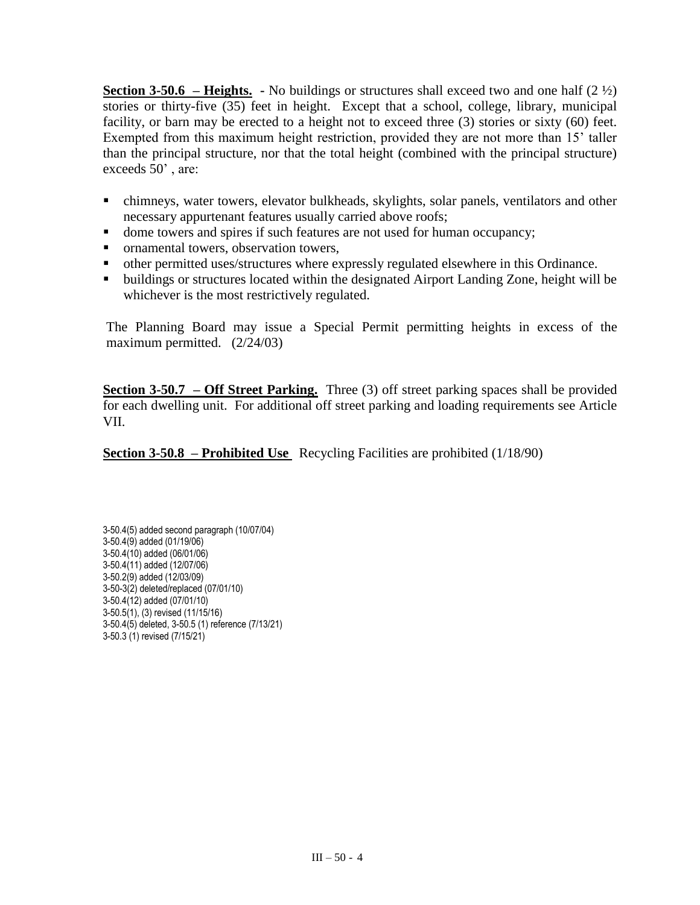**Section 3-50.6 – Heights.** - No buildings or structures shall exceed two and one half (2 ½) stories or thirty-five (35) feet in height. Except that a school, college, library, municipal facility, or barn may be erected to a height not to exceed three (3) stories or sixty (60) feet. Exempted from this maximum height restriction, provided they are not more than 15' taller than the principal structure, nor that the total height (combined with the principal structure) exceeds 50' , are:

- chimneys, water towers, elevator bulkheads, skylights, solar panels, ventilators and other necessary appurtenant features usually carried above roofs;
- dome towers and spires if such features are not used for human occupancy;
- ornamental towers, observation towers,
- other permitted uses/structures where expressly regulated elsewhere in this Ordinance.
- buildings or structures located within the designated Airport Landing Zone, height will be whichever is the most restrictively regulated.

The Planning Board may issue a Special Permit permitting heights in excess of the maximum permitted. (2/24/03)

**Section 3-50.7 – Off Street Parking.** Three (3) off street parking spaces shall be provided for each dwelling unit. For additional off street parking and loading requirements see Article VII.

**Section 3-50.8 – Prohibited Use** Recycling Facilities are prohibited (1/18/90)

3-50.4(5) added second paragraph (10/07/04)
3-50.4(9) added (01/19/06)
3-50.4(10) added (06/01/06)
3-50.4(11) added (12/07/06)
3-50.2(9) added (12/03/09)
3-50-3(2) deleted/replaced (07/01/10)
3-50.4(12) added (07/01/10)
3-50.5(1), (3) revised (11/15/16)
3-50.4(5) deleted, 3-50.5 (1) reference (7/13/21)
3-50.3 (1) revised (7/15/21)